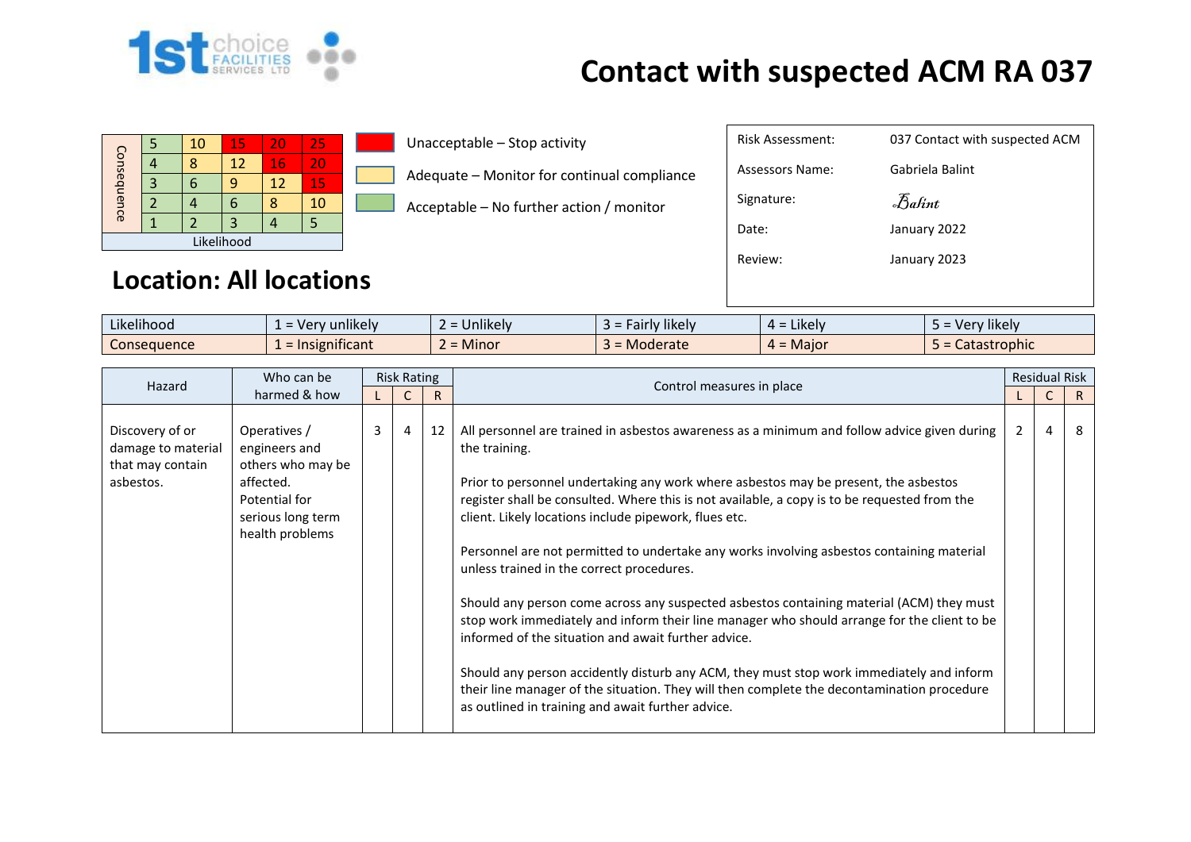# Contact with suspected ACM RA 037

| Consequence | | | | | |
|---|---|---|---|---|---|
| | 5 | 10 | 15 | 20 | 25 |
| | 4 | 8 | 12 | 16 | 20 |
| | 3 | 6 | 9 | 12 | 15 |
| | 2 | 4 | 6 | 8 | 10 |
| | 1 | 2 | 3 | 4 | 5 |
| Likelihood | | | | | |

- Unacceptable – Stop activity
- Adequate – Monitor for continual compliance
- Acceptable – No further action / monitor

| | |
|---|---|
| Risk Assessment: | 037 Contact with suspected ACM |
| Assessors Name: | Gabriela Balint |
| Signature: | Balint |
| Date: | January 2022 |
| Review: | January 2023 |

## Location: All locations

| | | | | | |
|---|---|---|---|---|---|
| Likelihood | 1 = Very unlikely | 2 = Unlikely | 3 = Fairly likely | 4 = Likely | 5 = Very likely |
| Consequence | 1 = Insignificant | 2 = Minor | 3 = Moderate | 4 = Major | 5 = Catastrophic |

| Hazard | Who can be harmed & how | Risk Rating | | | Control measures in place | Residual Risk | | |
|---|---|---|---|---|---|---|---|---|
| | | L | C | R | | L | C | R |
| Discovery of or damage to material that may contain asbestos. | Operatives / engineers and others who may be affected. Potential for serious long term health problems | 3 | 4 | 12 | All personnel are trained in asbestos awareness as a minimum and follow advice given during the training.<br><br>Prior to personnel undertaking any work where asbestos may be present, the asbestos register shall be consulted. Where this is not available, a copy is to be requested from the client. Likely locations include pipework, flues etc.<br><br>Personnel are not permitted to undertake any works involving asbestos containing material unless trained in the correct procedures.<br><br>Should any person come across any suspected asbestos containing material (ACM) they must stop work immediately and inform their line manager who should arrange for the client to be informed of the situation and await further advice.<br><br>Should any person accidently disturb any ACM, they must stop work immediately and inform their line manager of the situation. They will then complete the decontamination procedure as outlined in training and await further advice. | 2 | 4 | 8 |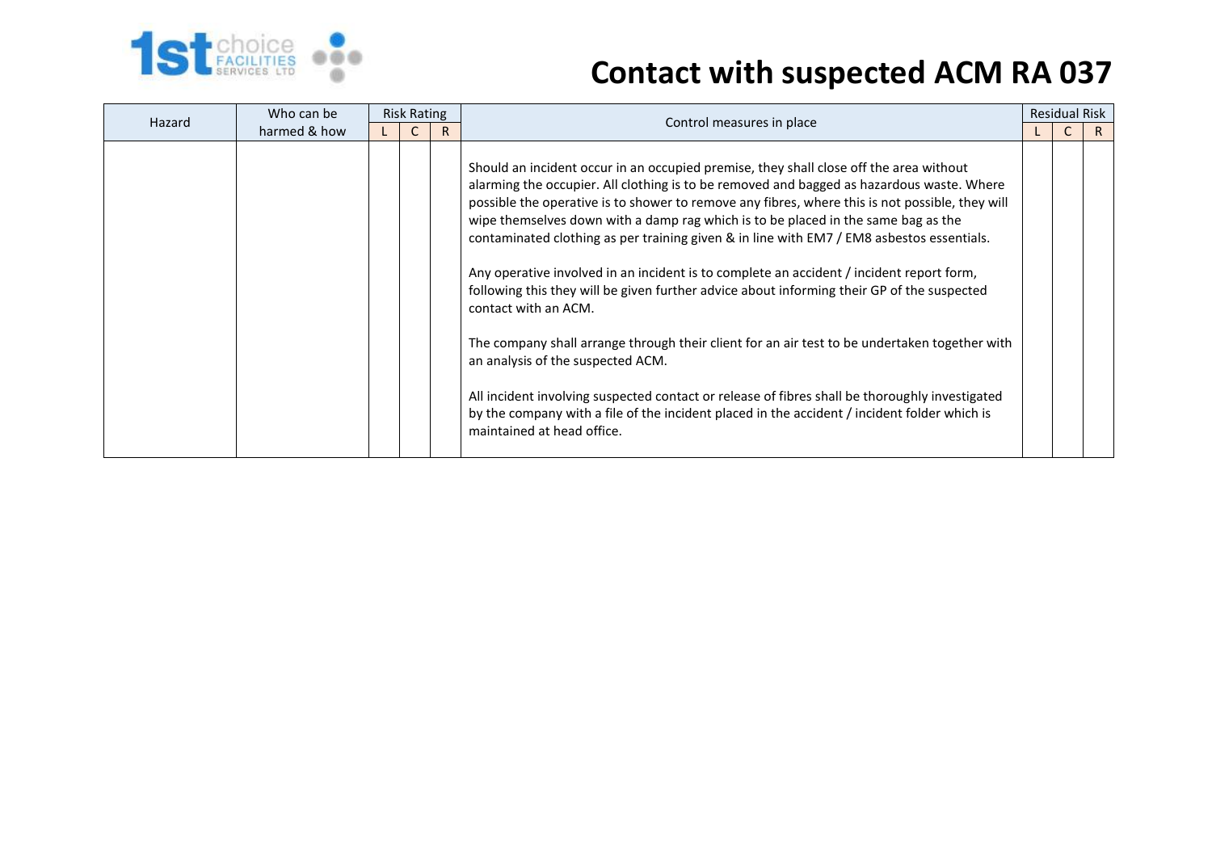# Contact with suspected ACM RA 037

| Hazard | Who can be harmed & how | Risk Rating | | | Control measures in place | Residual Risk | | |
|---|---|---|---|---|---|---|---|---|
| | | L | C | R | | L | C | R |
| | | | | | Should an incident occur in an occupied premise, they shall close off the area without alarming the occupier. All clothing is to be removed and bagged as hazardous waste. Where possible the operative is to shower to remove any fibres, where this is not possible, they will wipe themselves down with a damp rag which is to be placed in the same bag as the contaminated clothing as per training given & in line with EM7 / EM8 asbestos essentials.<br><br>Any operative involved in an incident is to complete an accident / incident report form, following this they will be given further advice about informing their GP of the suspected contact with an ACM.<br><br>The company shall arrange through their client for an air test to be undertaken together with an analysis of the suspected ACM.<br><br>All incident involving suspected contact or release of fibres shall be thoroughly investigated by the company with a file of the incident placed in the accident / incident folder which is maintained at head office. | | | |